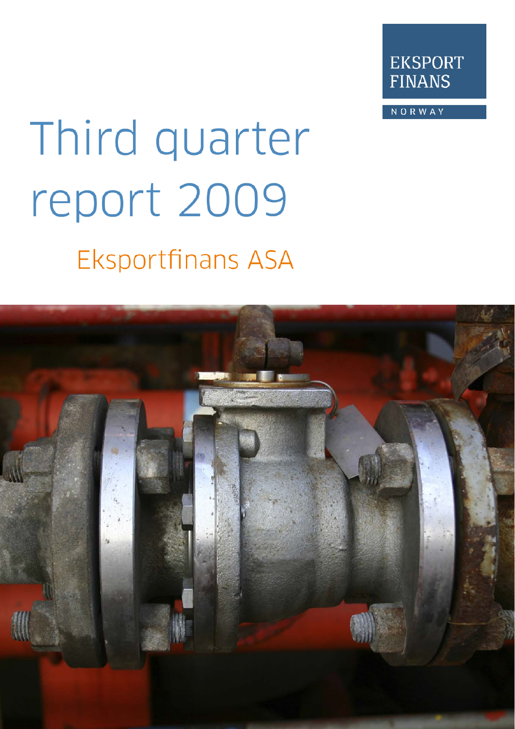EKSPORT FINANS

NORWAY

# Third quarter report 2009

## Eksportfinans ASA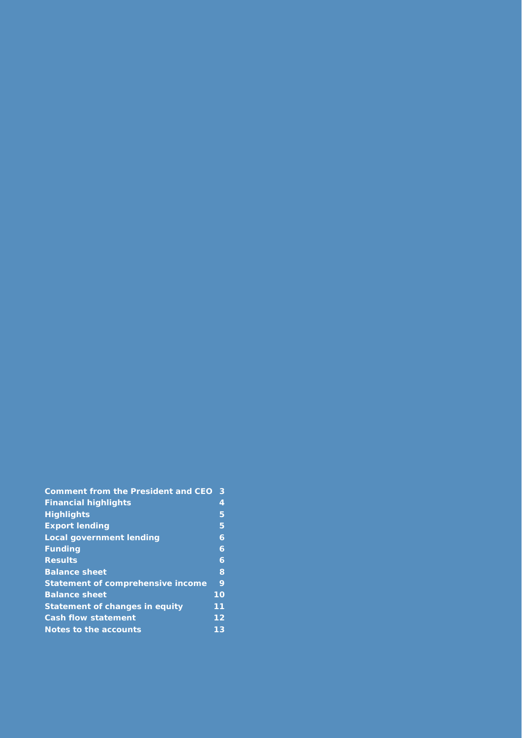| | |
|---|---|
| **Comment from the President and CEO** | **3** |
| **Financial highlights** | **4** |
| **Highlights** | **5** |
| **Export lending** | **5** |
| **Local government lending** | **6** |
| **Funding** | **6** |
| **Results** | **6** |
| **Balance sheet** | **8** |
| **Statement of comprehensive income** | **9** |
| **Balance sheet** | **10** |
| **Statement of changes in equity** | **11** |
| **Cash flow statement** | **12** |
| **Notes to the accounts** | **13** |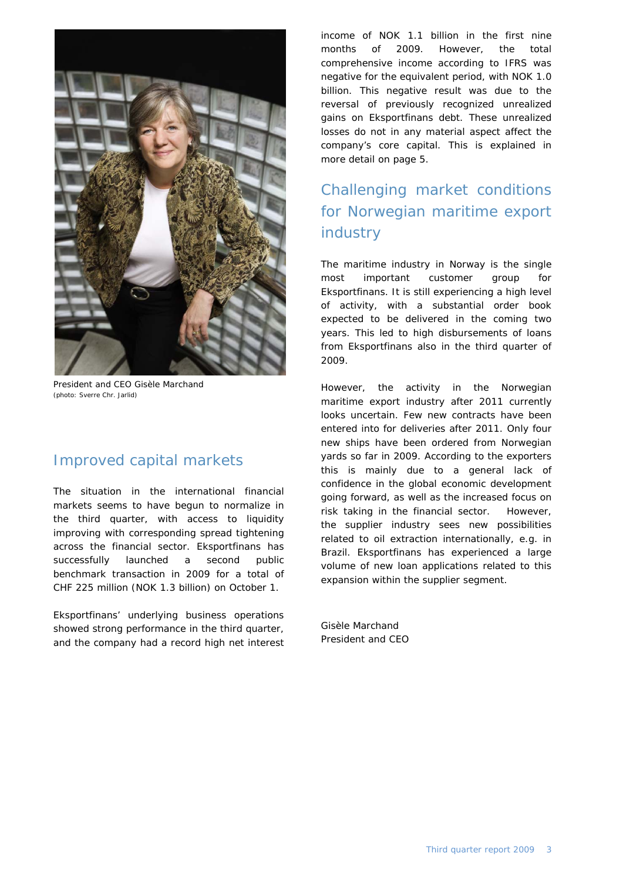President and CEO Gisèle Marchand
(photo: Sverre Chr. Jarlid)

## Improved capital markets

The situation in the international financial markets seems to have begun to normalize in the third quarter, with access to liquidity improving with corresponding spread tightening across the financial sector. Eksportfinans has successfully launched a second public benchmark transaction in 2009 for a total of CHF 225 million (NOK 1.3 billion) on October 1.

Eksportfinans' underlying business operations showed strong performance in the third quarter, and the company had a record high net interest income of NOK 1.1 billion in the first nine months of 2009. However, the total comprehensive income according to IFRS was negative for the equivalent period, with NOK 1.0 billion. This negative result was due to the reversal of previously recognized unrealized gains on Eksportfinans debt. These unrealized losses do not in any material aspect affect the company's core capital. This is explained in more detail on page 5.

## Challenging market conditions for Norwegian maritime export industry

The maritime industry in Norway is the single most important customer group for Eksportfinans. It is still experiencing a high level of activity, with a substantial order book expected to be delivered in the coming two years. This led to high disbursements of loans from Eksportfinans also in the third quarter of 2009.

However, the activity in the Norwegian maritime export industry after 2011 currently looks uncertain. Few new contracts have been entered into for deliveries after 2011. Only four new ships have been ordered from Norwegian yards so far in 2009. According to the exporters this is mainly due to a general lack of confidence in the global economic development going forward, as well as the increased focus on risk taking in the financial sector. However, the supplier industry sees new possibilities related to oil extraction internationally, e.g. in Brazil. Eksportfinans has experienced a large volume of new loan applications related to this expansion within the supplier segment.

Gisèle Marchand
President and CEO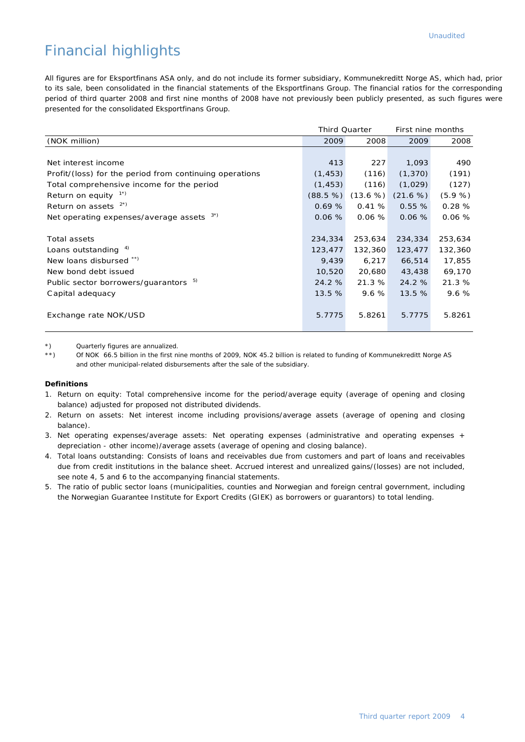Unaudited

# Financial highlights

All figures are for Eksportfinans ASA only, and do not include its former subsidiary, Kommunekreditt Norge AS, which had, prior to its sale, been consolidated in the financial statements of the Eksportfinans Group. The financial ratios for the corresponding period of third quarter 2008 and first nine months of 2008 have not previously been publicly presented, as such figures were presented for the consolidated Eksportfinans Group.

| | Third Quarter | | First nine months | |
|---|---|---|---|---|
| (NOK million) | 2009 | 2008 | 2009 | 2008 |
| | | | | |
| Net interest income | 413 | 227 | 1,093 | 490 |
| Profit/(loss) for the period from continuing operations | (1,453) | (116) | (1,370) | (191) |
| Total comprehensive income for the period | (1,453) | (116) | (1,029) | (127) |
| Return on equity [1*)] | (88.5 %) | (13.6 %) | (21.6 %) | (5.9 %) |
| Return on assets [2*)] | 0.69 % | 0.41 % | 0.55 % | 0.28 % |
| Net operating expenses/average assets [3*)] | 0.06 % | 0.06 % | 0.06 % | 0.06 % |
| | | | | |
| Total assets | 234,334 | 253,634 | 234,334 | 253,634 |
| Loans outstanding [4)] | 123,477 | 132,360 | 123,477 | 132,360 |
| New loans disbursed [**)] | 9,439 | 6,217 | 66,514 | 17,855 |
| New bond debt issued | 10,520 | 20,680 | 43,438 | 69,170 |
| Public sector borrowers/guarantors [5)] | 24.2 % | 21.3 % | 24.2 % | 21.3 % |
| Capital adequacy | 13.5 % | 9.6 % | 13.5 % | 9.6 % |
| | | | | |
| Exchange rate NOK/USD | 5.7775 | 5.8261 | 5.7775 | 5.8261 |

*) Quarterly figures are annualized.

**) Of NOK 66.5 billion in the first nine months of 2009, NOK 45.2 billion is related to funding of Kommunekreditt Norge AS and other municipal-related disbursements after the sale of the subsidiary.

**Definitions**

1. Return on equity: Total comprehensive income for the period/average equity (average of opening and closing balance) adjusted for proposed not distributed dividends.
2. Return on assets: Net interest income including provisions/average assets (average of opening and closing balance).
3. Net operating expenses/average assets: Net operating expenses (administrative and operating expenses + depreciation - other income)/average assets (average of opening and closing balance).
4. Total loans outstanding: Consists of loans and receivables due from customers and part of loans and receivables due from credit institutions in the balance sheet. Accrued interest and unrealized gains/(losses) are not included, see note 4, 5 and 6 to the accompanying financial statements.
5. The ratio of public sector loans (municipalities, counties and Norwegian and foreign central government, including the Norwegian Guarantee Institute for Export Credits (GIEK) as borrowers or guarantors) to total lending.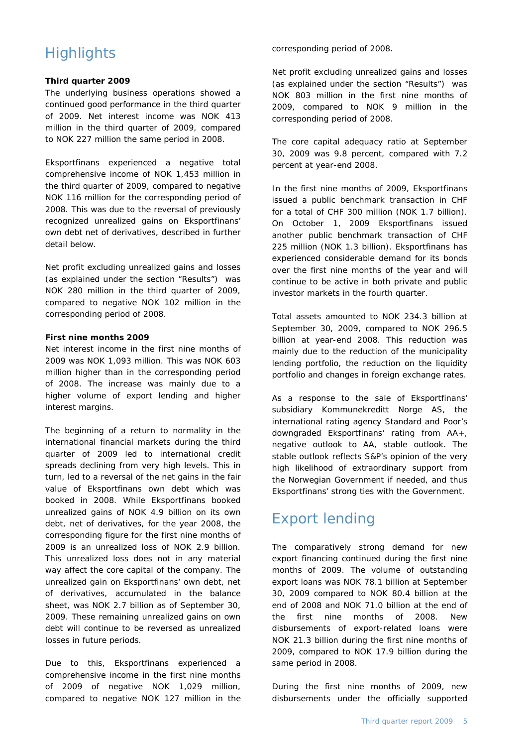# Highlights

**Third quarter 2009**

The underlying business operations showed a continued good performance in the third quarter of 2009. Net interest income was NOK 413 million in the third quarter of 2009, compared to NOK 227 million the same period in 2008.

Eksportfinans experienced a negative total comprehensive income of NOK 1,453 million in the third quarter of 2009, compared to negative NOK 116 million for the corresponding period of 2008. This was due to the reversal of previously recognized unrealized gains on Eksportfinans' own debt net of derivatives, described in further detail below.

Net profit excluding unrealized gains and losses (as explained under the section "Results") was NOK 280 million in the third quarter of 2009, compared to negative NOK 102 million in the corresponding period of 2008.

**First nine months 2009**

Net interest income in the first nine months of 2009 was NOK 1,093 million. This was NOK 603 million higher than in the corresponding period of 2008. The increase was mainly due to a higher volume of export lending and higher interest margins.

The beginning of a return to normality in the international financial markets during the third quarter of 2009 led to international credit spreads declining from very high levels. This in turn, led to a reversal of the net gains in the fair value of Eksportfinans own debt which was booked in 2008. While Eksportfinans booked unrealized gains of NOK 4.9 billion on its own debt, net of derivatives, for the year 2008, the corresponding figure for the first nine months of 2009 is an unrealized loss of NOK 2.9 billion. This unrealized loss does not in any material way affect the core capital of the company. The unrealized gain on Eksportfinans' own debt, net of derivatives, accumulated in the balance sheet, was NOK 2.7 billion as of September 30, 2009. These remaining unrealized gains on own debt will continue to be reversed as unrealized losses in future periods.

Due to this, Eksportfinans experienced a comprehensive income in the first nine months of 2009 of negative NOK 1,029 million, compared to negative NOK 127 million in the corresponding period of 2008.

Net profit excluding unrealized gains and losses (as explained under the section "Results") was NOK 803 million in the first nine months of 2009, compared to NOK 9 million in the corresponding period of 2008.

The core capital adequacy ratio at September 30, 2009 was 9.8 percent, compared with 7.2 percent at year-end 2008.

In the first nine months of 2009, Eksportfinans issued a public benchmark transaction in CHF for a total of CHF 300 million (NOK 1.7 billion). On October 1, 2009 Eksportfinans issued another public benchmark transaction of CHF 225 million (NOK 1.3 billion). Eksportfinans has experienced considerable demand for its bonds over the first nine months of the year and will continue to be active in both private and public investor markets in the fourth quarter.

Total assets amounted to NOK 234.3 billion at September 30, 2009, compared to NOK 296.5 billion at year-end 2008. This reduction was mainly due to the reduction of the municipality lending portfolio, the reduction on the liquidity portfolio and changes in foreign exchange rates.

As a response to the sale of Eksportfinans' subsidiary Kommunekreditt Norge AS, the international rating agency Standard and Poor's downgraded Eksportfinans' rating from AA+, negative outlook to AA, stable outlook. The stable outlook reflects S&P's opinion of the very high likelihood of extraordinary support from the Norwegian Government if needed, and thus Eksportfinans' strong ties with the Government.

# Export lending

The comparatively strong demand for new export financing continued during the first nine months of 2009. The volume of outstanding export loans was NOK 78.1 billion at September 30, 2009 compared to NOK 80.4 billion at the end of 2008 and NOK 71.0 billion at the end of the first nine months of 2008. New disbursements of export-related loans were NOK 21.3 billion during the first nine months of 2009, compared to NOK 17.9 billion during the same period in 2008.

During the first nine months of 2009, new disbursements under the officially supported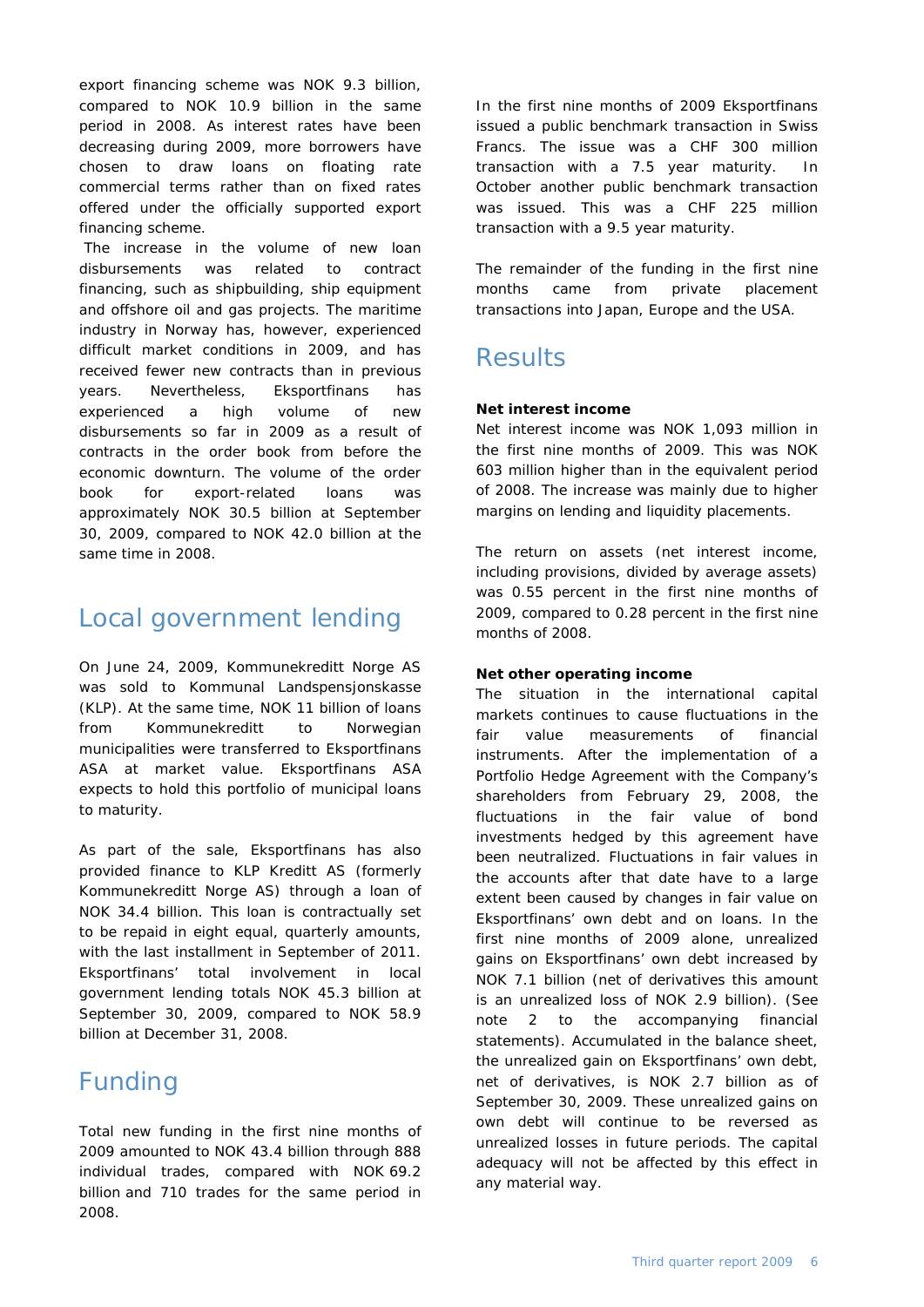export financing scheme was NOK 9.3 billion, compared to NOK 10.9 billion in the same period in 2008. As interest rates have been decreasing during 2009, more borrowers have chosen to draw loans on floating rate commercial terms rather than on fixed rates offered under the officially supported export financing scheme.

The increase in the volume of new loan disbursements was related to contract financing, such as shipbuilding, ship equipment and offshore oil and gas projects. The maritime industry in Norway has, however, experienced difficult market conditions in 2009, and has received fewer new contracts than in previous years. Nevertheless, Eksportfinans has experienced a high volume of new disbursements so far in 2009 as a result of contracts in the order book from before the economic downturn. The volume of the order book for export-related loans was approximately NOK 30.5 billion at September 30, 2009, compared to NOK 42.0 billion at the same time in 2008.

# Local government lending

On June 24, 2009, Kommunekreditt Norge AS was sold to Kommunal Landspensjonskasse (KLP). At the same time, NOK 11 billion of loans from Kommunekreditt to Norwegian municipalities were transferred to Eksportfinans ASA at market value. Eksportfinans ASA expects to hold this portfolio of municipal loans to maturity.

As part of the sale, Eksportfinans has also provided finance to KLP Kreditt AS (formerly Kommunekreditt Norge AS) through a loan of NOK 34.4 billion. This loan is contractually set to be repaid in eight equal, quarterly amounts, with the last installment in September of 2011. Eksportfinans' total involvement in local government lending totals NOK 45.3 billion at September 30, 2009, compared to NOK 58.9 billion at December 31, 2008.

# Funding

Total new funding in the first nine months of 2009 amounted to NOK 43.4 billion through 888 individual trades, compared with NOK 69.2 billion and 710 trades for the same period in 2008.

In the first nine months of 2009 Eksportfinans issued a public benchmark transaction in Swiss Francs. The issue was a CHF 300 million transaction with a 7.5 year maturity. In October another public benchmark transaction was issued. This was a CHF 225 million transaction with a 9.5 year maturity.

The remainder of the funding in the first nine months came from private placement transactions into Japan, Europe and the USA.

# Results

**Net interest income**

Net interest income was NOK 1,093 million in the first nine months of 2009. This was NOK 603 million higher than in the equivalent period of 2008. The increase was mainly due to higher margins on lending and liquidity placements.

The return on assets (net interest income, including provisions, divided by average assets) was 0.55 percent in the first nine months of 2009, compared to 0.28 percent in the first nine months of 2008.

**Net other operating income**

The situation in the international capital markets continues to cause fluctuations in the fair value measurements of financial instruments. After the implementation of a Portfolio Hedge Agreement with the Company's shareholders from February 29, 2008, the fluctuations in the fair value of bond investments hedged by this agreement have been neutralized. Fluctuations in fair values in the accounts after that date have to a large extent been caused by changes in fair value on Eksportfinans' own debt and on loans. In the first nine months of 2009 alone, unrealized gains on Eksportfinans' own debt increased by NOK 7.1 billion (net of derivatives this amount is an unrealized loss of NOK 2.9 billion). (See note 2 to the accompanying financial statements). Accumulated in the balance sheet, the unrealized gain on Eksportfinans' own debt, net of derivatives, is NOK 2.7 billion as of September 30, 2009. These unrealized gains on own debt will continue to be reversed as unrealized losses in future periods. The capital adequacy will not be affected by this effect in any material way.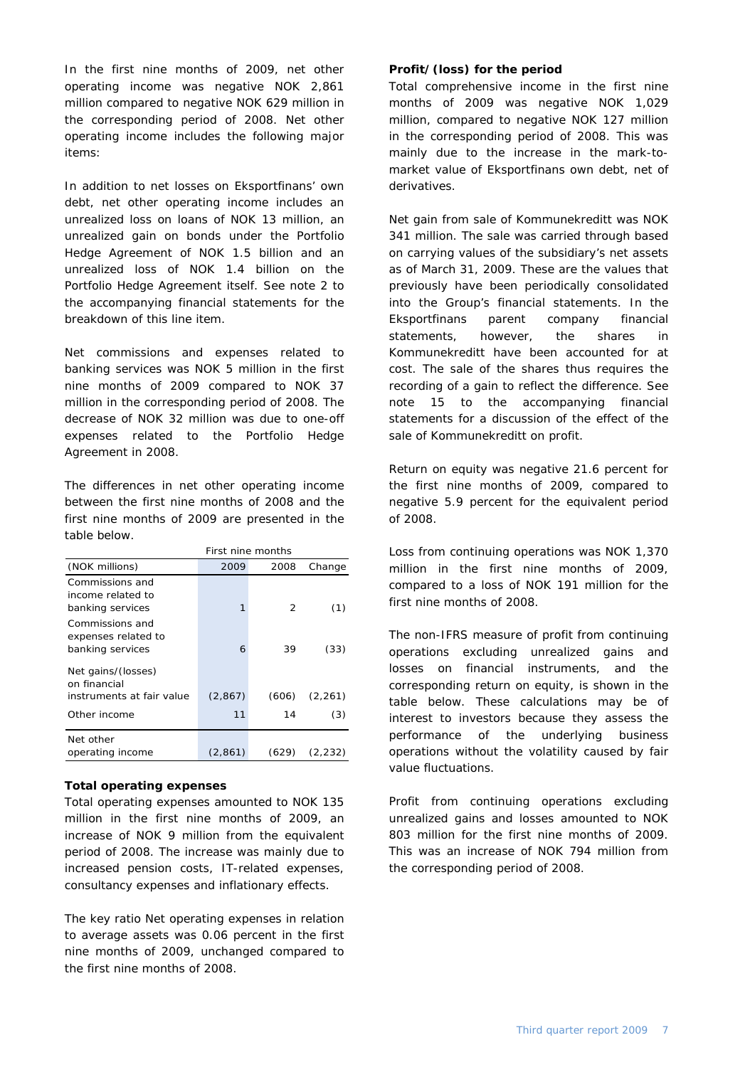In the first nine months of 2009, net other operating income was negative NOK 2,861 million compared to negative NOK 629 million in the corresponding period of 2008. Net other operating income includes the following major items:

In addition to net losses on Eksportfinans' own debt, net other operating income includes an unrealized loss on loans of NOK 13 million, an unrealized gain on bonds under the Portfolio Hedge Agreement of NOK 1.5 billion and an unrealized loss of NOK 1.4 billion on the Portfolio Hedge Agreement itself. See note 2 to the accompanying financial statements for the breakdown of this line item.

Net commissions and expenses related to banking services was NOK 5 million in the first nine months of 2009 compared to NOK 37 million in the corresponding period of 2008. The decrease of NOK 32 million was due to one-off expenses related to the Portfolio Hedge Agreement in 2008.

The differences in net other operating income between the first nine months of 2008 and the first nine months of 2009 are presented in the table below.

| | First nine months | | |
|---|---|---|---|
| (NOK millions) | 2009 | 2008 | Change |
| Commissions and income related to banking services | 1 | 2 | (1) |
| Commissions and expenses related to banking services | 6 | 39 | (33) |
| Net gains/(losses) on financial instruments at fair value | (2,867) | (606) | (2,261) |
| Other income | 11 | 14 | (3) |
| Net other operating income | (2,861) | (629) | (2,232) |

**Total operating expenses**

Total operating expenses amounted to NOK 135 million in the first nine months of 2009, an increase of NOK 9 million from the equivalent period of 2008. The increase was mainly due to increased pension costs, IT-related expenses, consultancy expenses and inflationary effects.

The key ratio Net operating expenses in relation to average assets was 0.06 percent in the first nine months of 2009, unchanged compared to the first nine months of 2008.

**Profit/(loss) for the period**

Total comprehensive income in the first nine months of 2009 was negative NOK 1,029 million, compared to negative NOK 127 million in the corresponding period of 2008. This was mainly due to the increase in the mark-to-market value of Eksportfinans own debt, net of derivatives.

Net gain from sale of Kommunekreditt was NOK 341 million. The sale was carried through based on carrying values of the subsidiary's net assets as of March 31, 2009. These are the values that previously have been periodically consolidated into the Group's financial statements. In the Eksportfinans parent company financial statements, however, the shares in Kommunekreditt have been accounted for at cost. The sale of the shares thus requires the recording of a gain to reflect the difference. See note 15 to the accompanying financial statements for a discussion of the effect of the sale of Kommunekreditt on profit.

Return on equity was negative 21.6 percent for the first nine months of 2009, compared to negative 5.9 percent for the equivalent period of 2008.

Loss from continuing operations was NOK 1,370 million in the first nine months of 2009, compared to a loss of NOK 191 million for the first nine months of 2008.

The non-IFRS measure of profit from continuing operations excluding unrealized gains and losses on financial instruments, and the corresponding return on equity, is shown in the table below. These calculations may be of interest to investors because they assess the performance of the underlying business operations without the volatility caused by fair value fluctuations.

Profit from continuing operations excluding unrealized gains and losses amounted to NOK 803 million for the first nine months of 2009. This was an increase of NOK 794 million from the corresponding period of 2008.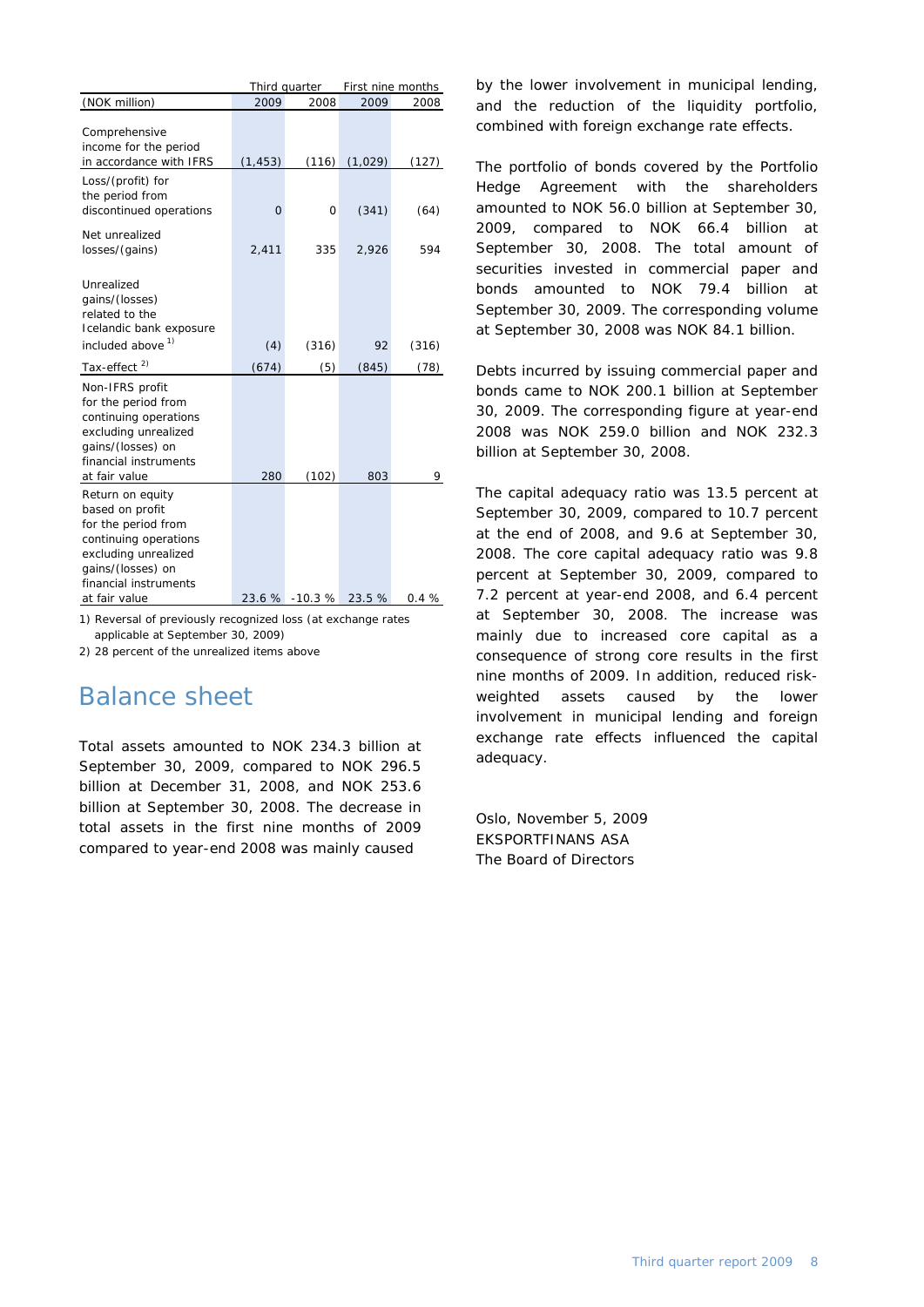| (NOK million) | Third quarter 2009 | Third quarter 2008 | First nine months 2009 | First nine months 2008 |
|---|---|---|---|---|
| Comprehensive income for the period in accordance with IFRS | (1,453) | (116) | (1,029) | (127) |
| Loss/(profit) for the period from discontinued operations | 0 | 0 | (341) | (64) |
| Net unrealized losses/(gains) | 2,411 | 335 | 2,926 | 594 |
| Unrealized gains/(losses) related to the Icelandic bank exposure included above [1] | (4) | (316) | 92 | (316) |
| Tax-effect [2] | (674) | (5) | (845) | (78) |
| Non-IFRS profit for the period from continuing operations excluding unrealized gains/(losses) on financial instruments at fair value | 280 | (102) | 803 | 9 |
| Return on equity based on profit for the period from continuing operations excluding unrealized gains/(losses) on financial instruments at fair value | 23.6 % | -10.3 % | 23.5 % | 0.4 % |

1) Reversal of previously recognized loss (at exchange rates applicable at September 30, 2009)

2) 28 percent of the unrealized items above

# Balance sheet

Total assets amounted to NOK 234.3 billion at September 30, 2009, compared to NOK 296.5 billion at December 31, 2008, and NOK 253.6 billion at September 30, 2008. The decrease in total assets in the first nine months of 2009 compared to year-end 2008 was mainly caused by the lower involvement in municipal lending, and the reduction of the liquidity portfolio, combined with foreign exchange rate effects.

The portfolio of bonds covered by the Portfolio Hedge Agreement with the shareholders amounted to NOK 56.0 billion at September 30, 2009, compared to NOK 66.4 billion at September 30, 2008. The total amount of securities invested in commercial paper and bonds amounted to NOK 79.4 billion at September 30, 2009. The corresponding volume at September 30, 2008 was NOK 84.1 billion.

Debts incurred by issuing commercial paper and bonds came to NOK 200.1 billion at September 30, 2009. The corresponding figure at year-end 2008 was NOK 259.0 billion and NOK 232.3 billion at September 30, 2008.

The capital adequacy ratio was 13.5 percent at September 30, 2009, compared to 10.7 percent at the end of 2008, and 9.6 at September 30, 2008. The core capital adequacy ratio was 9.8 percent at September 30, 2009, compared to 7.2 percent at year-end 2008, and 6.4 percent at September 30, 2008. The increase was mainly due to increased core capital as a consequence of strong core results in the first nine months of 2009. In addition, reduced risk-weighted assets caused by the lower involvement in municipal lending and foreign exchange rate effects influenced the capital adequacy.

Oslo, November 5, 2009
EKSPORTFINANS ASA
The Board of Directors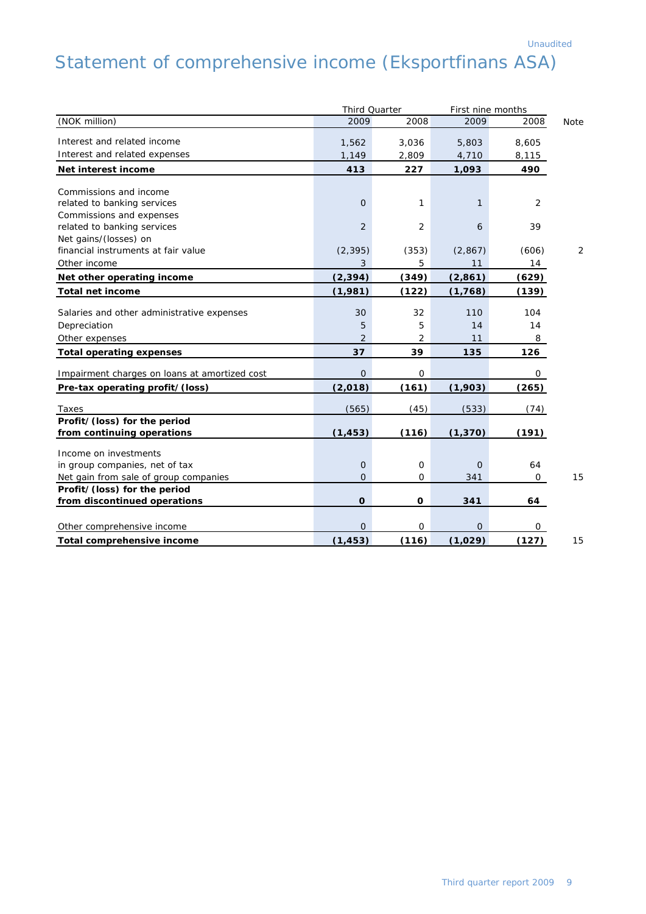Unaudited

# Statement of comprehensive income (Eksportfinans ASA)

| | Third Quarter | | First nine months | | |
|---|---|---|---|---|---|
| (NOK million) | 2009 | 2008 | 2009 | 2008 | Note |
| Interest and related income | 1,562 | 3,036 | 5,803 | 8,605 | |
| Interest and related expenses | 1,149 | 2,809 | 4,710 | 8,115 | |
| **Net interest income** | **413** | **227** | **1,093** | **490** | |
| Commissions and income related to banking services | 0 | 1 | 1 | 2 | |
| Commissions and expenses related to banking services | 2 | 2 | 6 | 39 | |
| Net gains/(losses) on financial instruments at fair value | (2,395) | (353) | (2,867) | (606) | 2 |
| Other income | 3 | 5 | 11 | 14 | |
| **Net other operating income** | **(2,394)** | **(349)** | **(2,861)** | **(629)** | |
| **Total net income** | **(1,981)** | **(122)** | **(1,768)** | **(139)** | |
| Salaries and other administrative expenses | 30 | 32 | 110 | 104 | |
| Depreciation | 5 | 5 | 14 | 14 | |
| Other expenses | 2 | 2 | 11 | 8 | |
| **Total operating expenses** | **37** | **39** | **135** | **126** | |
| Impairment charges on loans at amortized cost | 0 | 0 | | 0 | |
| **Pre-tax operating profit/(loss)** | **(2,018)** | **(161)** | **(1,903)** | **(265)** | |
| Taxes | (565) | (45) | (533) | (74) | |
| **Profit/(loss) for the period from continuing operations** | **(1,453)** | **(116)** | **(1,370)** | **(191)** | |
| Income on investments in group companies, net of tax | 0 | 0 | 0 | 64 | |
| Net gain from sale of group companies | 0 | 0 | 341 | 0 | 15 |
| **Profit/(loss) for the period from discontinued operations** | **0** | **0** | **341** | **64** | |
| Other comprehensive income | 0 | 0 | 0 | 0 | |
| **Total comprehensive income** | **(1,453)** | **(116)** | **(1,029)** | **(127)** | 15 |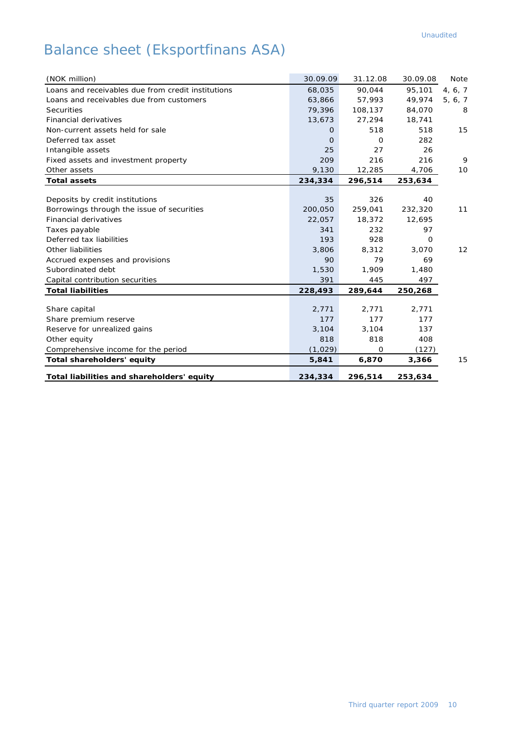Unaudited

# Balance sheet (Eksportfinans ASA)

| (NOK million) | 30.09.09 | 31.12.08 | 30.09.08 | Note |
|---|---|---|---|---|
| Loans and receivables due from credit institutions | 68,035 | 90,044 | 95,101 | 4, 6, 7 |
| Loans and receivables due from customers | 63,866 | 57,993 | 49,974 | 5, 6, 7 |
| Securities | 79,396 | 108,137 | 84,070 | 8 |
| Financial derivatives | 13,673 | 27,294 | 18,741 | |
| Non-current assets held for sale | 0 | 518 | 518 | 15 |
| Deferred tax asset | 0 | 0 | 282 | |
| Intangible assets | 25 | 27 | 26 | |
| Fixed assets and investment property | 209 | 216 | 216 | 9 |
| Other assets | 9,130 | 12,285 | 4,706 | 10 |
| **Total assets** | **234,334** | **296,514** | **253,634** | |
| | | | | |
| Deposits by credit institutions | 35 | 326 | 40 | |
| Borrowings through the issue of securities | 200,050 | 259,041 | 232,320 | 11 |
| Financial derivatives | 22,057 | 18,372 | 12,695 | |
| Taxes payable | 341 | 232 | 97 | |
| Deferred tax liabilities | 193 | 928 | 0 | |
| Other liabilities | 3,806 | 8,312 | 3,070 | 12 |
| Accrued expenses and provisions | 90 | 79 | 69 | |
| Subordinated debt | 1,530 | 1,909 | 1,480 | |
| Capital contribution securities | 391 | 445 | 497 | |
| **Total liabilities** | **228,493** | **289,644** | **250,268** | |
| | | | | |
| Share capital | 2,771 | 2,771 | 2,771 | |
| Share premium reserve | 177 | 177 | 177 | |
| Reserve for unrealized gains | 3,104 | 3,104 | 137 | |
| Other equity | 818 | 818 | 408 | |
| Comprehensive income for the period | (1,029) | 0 | (127) | |
| **Total shareholders' equity** | **5,841** | **6,870** | **3,366** | 15 |
| | | | | |
| **Total liabilities and shareholders' equity** | **234,334** | **296,514** | **253,634** | |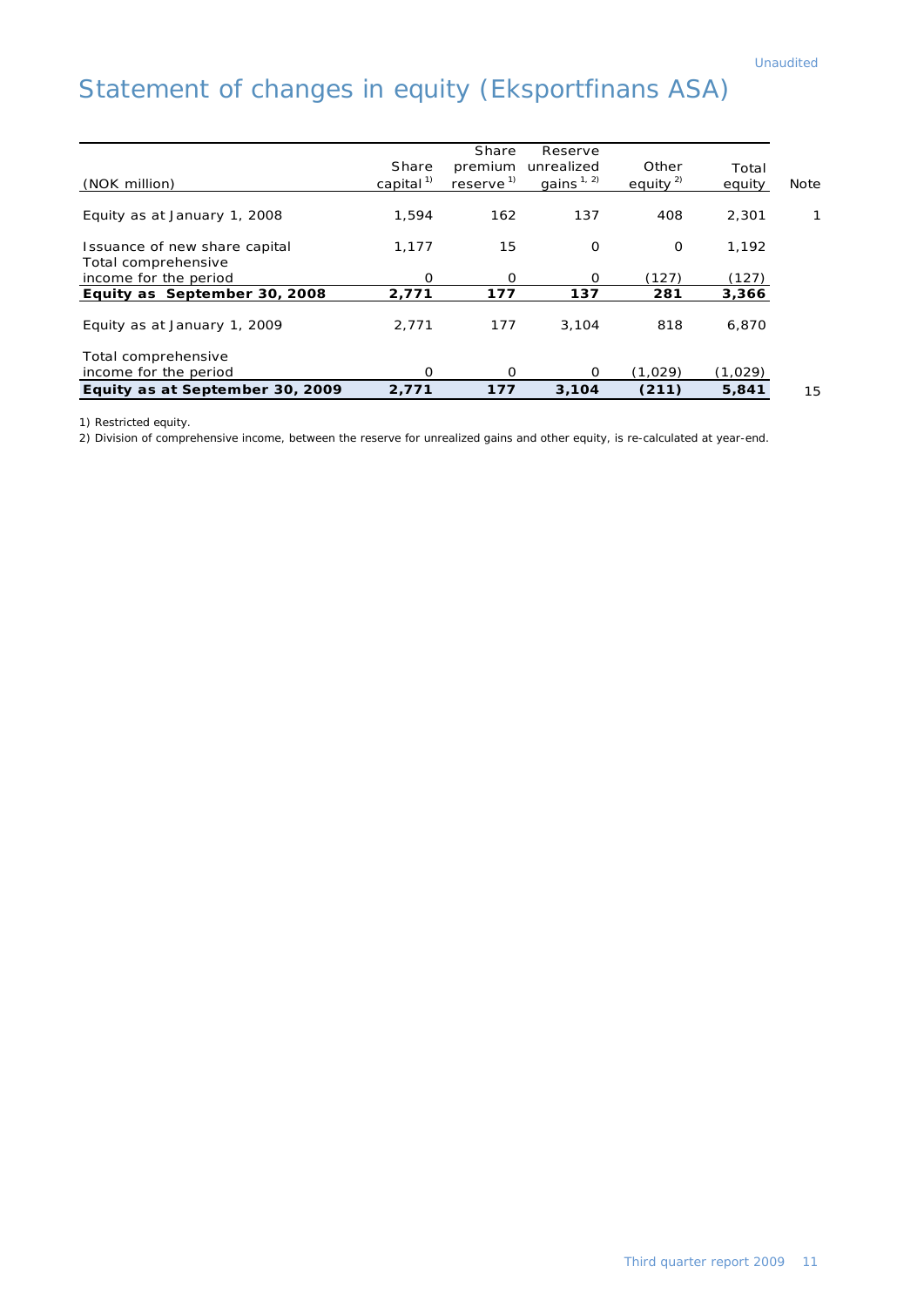Unaudited

# Statement of changes in equity (Eksportfinans ASA)

| (NOK million) | Share capital [1] | Share premium reserve [1] | Reserve unrealized gains [1, 2] | Other equity [2] | Total equity | Note |
|---|---|---|---|---|---|---|
| Equity as at January 1, 2008 | 1,594 | 162 | 137 | 408 | 2,301 | 1 |
| Issuance of new share capital | 1,177 | 15 | 0 | 0 | 1,192 | |
| Total comprehensive income for the period | 0 | 0 | 0 | (127) | (127) | |
| **Equity as September 30, 2008** | **2,771** | **177** | **137** | **281** | **3,366** | |
| Equity as at January 1, 2009 | 2,771 | 177 | 3,104 | 818 | 6,870 | |
| Total comprehensive income for the period | 0 | 0 | 0 | (1,029) | (1,029) | |
| **Equity as at September 30, 2009** | **2,771** | **177** | **3,104** | **(211)** | **5,841** | 15 |

1) Restricted equity.

2) Division of comprehensive income, between the reserve for unrealized gains and other equity, is re-calculated at year-end.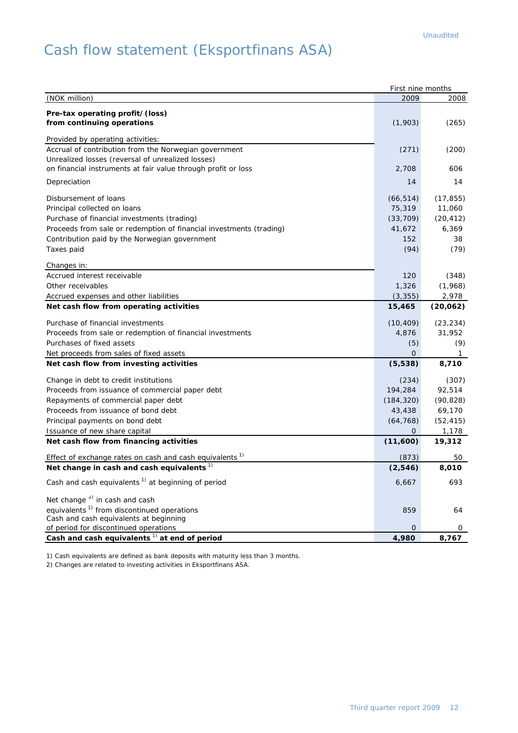Unaudited

# Cash flow statement (Eksportfinans ASA)

| (NOK million) | First nine months 2009 | 2008 |
|---|---|---|
| **Pre-tax operating profit/(loss) from continuing operations** | (1,903) | (265) |
| Provided by operating activities: | | |
| Accrual of contribution from the Norwegian government | (271) | (200) |
| Unrealized losses (reversal of unrealized losses) on financial instruments at fair value through profit or loss | 2,708 | 606 |
| Depreciation | 14 | 14 |
| Disbursement of loans | (66,514) | (17,855) |
| Principal collected on loans | 75,319 | 11,060 |
| Purchase of financial investments (trading) | (33,709) | (20,412) |
| Proceeds from sale or redemption of financial investments (trading) | 41,672 | 6,369 |
| Contribution paid by the Norwegian government | 152 | 38 |
| Taxes paid | (94) | (79) |
| Changes in: | | |
| Accrued interest receivable | 120 | (348) |
| Other receivables | 1,326 | (1,968) |
| Accrued expenses and other liabilities | (3,355) | 2,978 |
| **Net cash flow from operating activities** | **15,465** | **(20,062)** |
| Purchase of financial investments | (10,409) | (23,234) |
| Proceeds from sale or redemption of financial investments | 4,876 | 31,952 |
| Purchases of fixed assets | (5) | (9) |
| Net proceeds from sales of fixed assets | 0 | 1 |
| **Net cash flow from investing activities** | **(5,538)** | **8,710** |
| Change in debt to credit institutions | (234) | (307) |
| Proceeds from issuance of commercial paper debt | 194,284 | 92,514 |
| Repayments of commercial paper debt | (184,320) | (90,828) |
| Proceeds from issuance of bond debt | 43,438 | 69,170 |
| Principal payments on bond debt | (64,768) | (52,415) |
| Issuance of new share capital | 0 | 1,178 |
| **Net cash flow from financing activities** | **(11,600)** | **19,312** |
| Effect of exchange rates on cash and cash equivalents [1] | (873) | 50 |
| **Net change in cash and cash equivalents** [1] | **(2,546)** | **8,010** |
| Cash and cash equivalents [1] at beginning of period | 6,667 | 693 |
| Net change [2] in cash and cash equivalents [1] from discontinued operations | 859 | 64 |
| Cash and cash equivalents at beginning of period for discontinued operations | 0 | 0 |
| **Cash and cash equivalents** [1] **at end of period** | **4,980** | **8,767** |

1) Cash equivalents are defined as bank deposits with maturity less than 3 months.

2) Changes are related to investing activities in Eksportfinans ASA.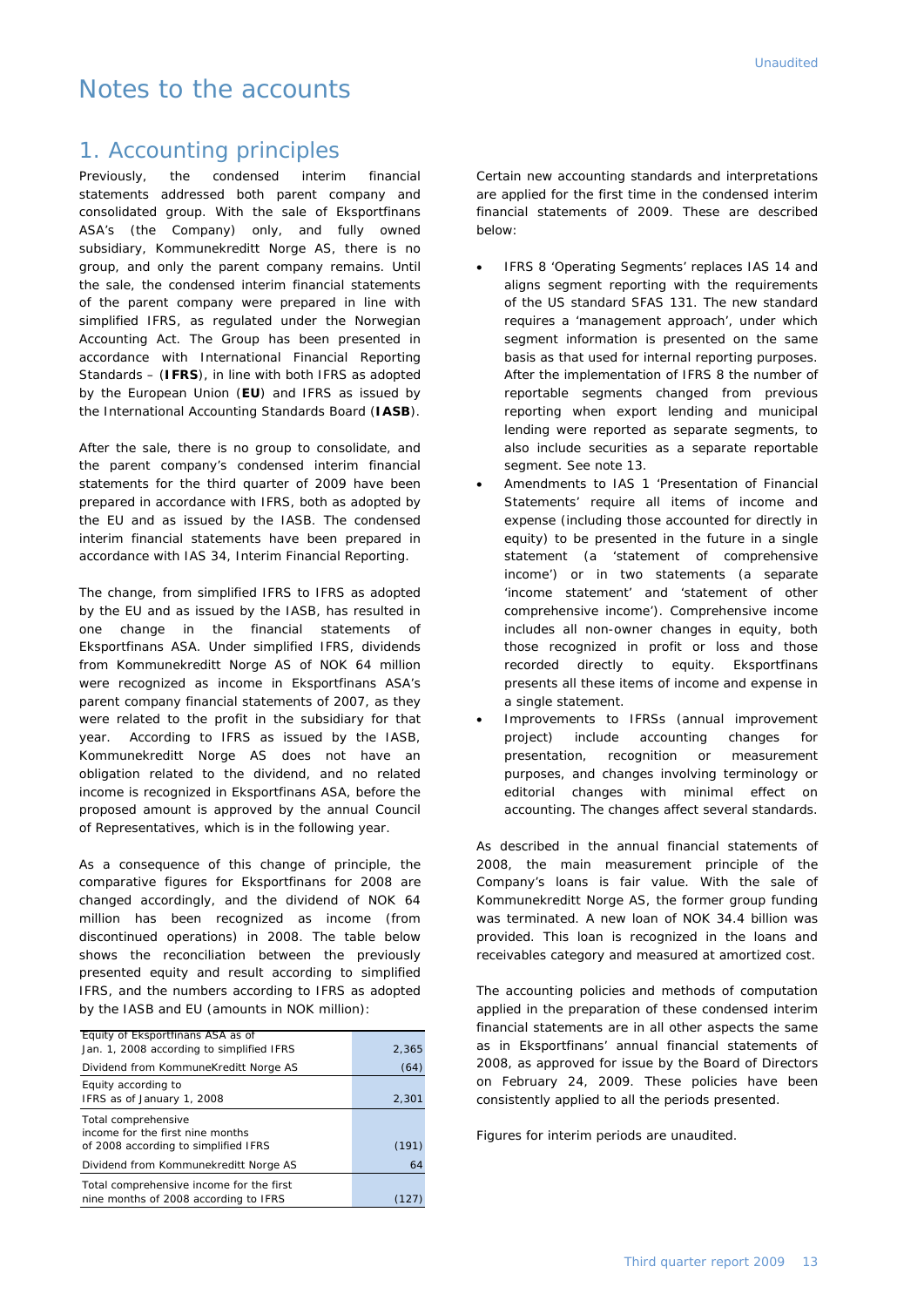Unaudited

# Notes to the accounts

## 1. Accounting principles

Previously, the condensed interim financial statements addressed both parent company and consolidated group. With the sale of Eksportfinans ASA's (the Company) only, and fully owned subsidiary, Kommunekreditt Norge AS, there is no group, and only the parent company remains. Until the sale, the condensed interim financial statements of the parent company were prepared in line with simplified IFRS, as regulated under the Norwegian Accounting Act. The Group has been presented in accordance with International Financial Reporting Standards – (**IFRS**), in line with both IFRS as adopted by the European Union (**EU**) and IFRS as issued by the International Accounting Standards Board (**IASB**).

After the sale, there is no group to consolidate, and the parent company's condensed interim financial statements for the third quarter of 2009 have been prepared in accordance with IFRS, both as adopted by the EU and as issued by the IASB. The condensed interim financial statements have been prepared in accordance with IAS 34, Interim Financial Reporting.

The change, from simplified IFRS to IFRS as adopted by the EU and as issued by the IASB, has resulted in one change in the financial statements of Eksportfinans ASA. Under simplified IFRS, dividends from Kommunekreditt Norge AS of NOK 64 million were recognized as income in Eksportfinans ASA's parent company financial statements of 2007, as they were related to the profit in the subsidiary for that year. According to IFRS as issued by the IASB, Kommunekreditt Norge AS does not have an obligation related to the dividend, and no related income is recognized in Eksportfinans ASA, before the proposed amount is approved by the annual Council of Representatives, which is in the following year.

As a consequence of this change of principle, the comparative figures for Eksportfinans for 2008 are changed accordingly, and the dividend of NOK 64 million has been recognized as income (from discontinued operations) in 2008. The table below shows the reconciliation between the previously presented equity and result according to simplified IFRS, and the numbers according to IFRS as adopted by the IASB and EU (amounts in NOK million):

| | |
|---|---|
| Equity of Eksportfinans ASA as of Jan. 1, 2008 according to simplified IFRS | 2,365 |
| Dividend from KommuneKreditt Norge AS | (64) |
| Equity according to IFRS as of January 1, 2008 | 2,301 |
| Total comprehensive income for the first nine months of 2008 according to simplified IFRS | (191) |
| Dividend from Kommunekreditt Norge AS | 64 |
| Total comprehensive income for the first nine months of 2008 according to IFRS | (127) |

Certain new accounting standards and interpretations are applied for the first time in the condensed interim financial statements of 2009. These are described below:

- IFRS 8 'Operating Segments' replaces IAS 14 and aligns segment reporting with the requirements of the US standard SFAS 131. The new standard requires a 'management approach', under which segment information is presented on the same basis as that used for internal reporting purposes. After the implementation of IFRS 8 the number of reportable segments changed from previous reporting when export lending and municipal lending were reported as separate segments, to also include securities as a separate reportable segment. See note 13.
- Amendments to IAS 1 'Presentation of Financial Statements' require all items of income and expense (including those accounted for directly in equity) to be presented in the future in a single statement (a 'statement of comprehensive income') or in two statements (a separate 'income statement' and 'statement of other comprehensive income'). Comprehensive income includes all non-owner changes in equity, both those recognized in profit or loss and those recorded directly to equity. Eksportfinans presents all these items of income and expense in a single statement.
- Improvements to IFRSs (annual improvement project) include accounting changes for presentation, recognition or measurement purposes, and changes involving terminology or editorial changes with minimal effect on accounting. The changes affect several standards.

As described in the annual financial statements of 2008, the main measurement principle of the Company's loans is fair value. With the sale of Kommunekreditt Norge AS, the former group funding was terminated. A new loan of NOK 34.4 billion was provided. This loan is recognized in the loans and receivables category and measured at amortized cost.

The accounting policies and methods of computation applied in the preparation of these condensed interim financial statements are in all other aspects the same as in Eksportfinans' annual financial statements of 2008, as approved for issue by the Board of Directors on February 24, 2009. These policies have been consistently applied to all the periods presented.

Figures for interim periods are unaudited.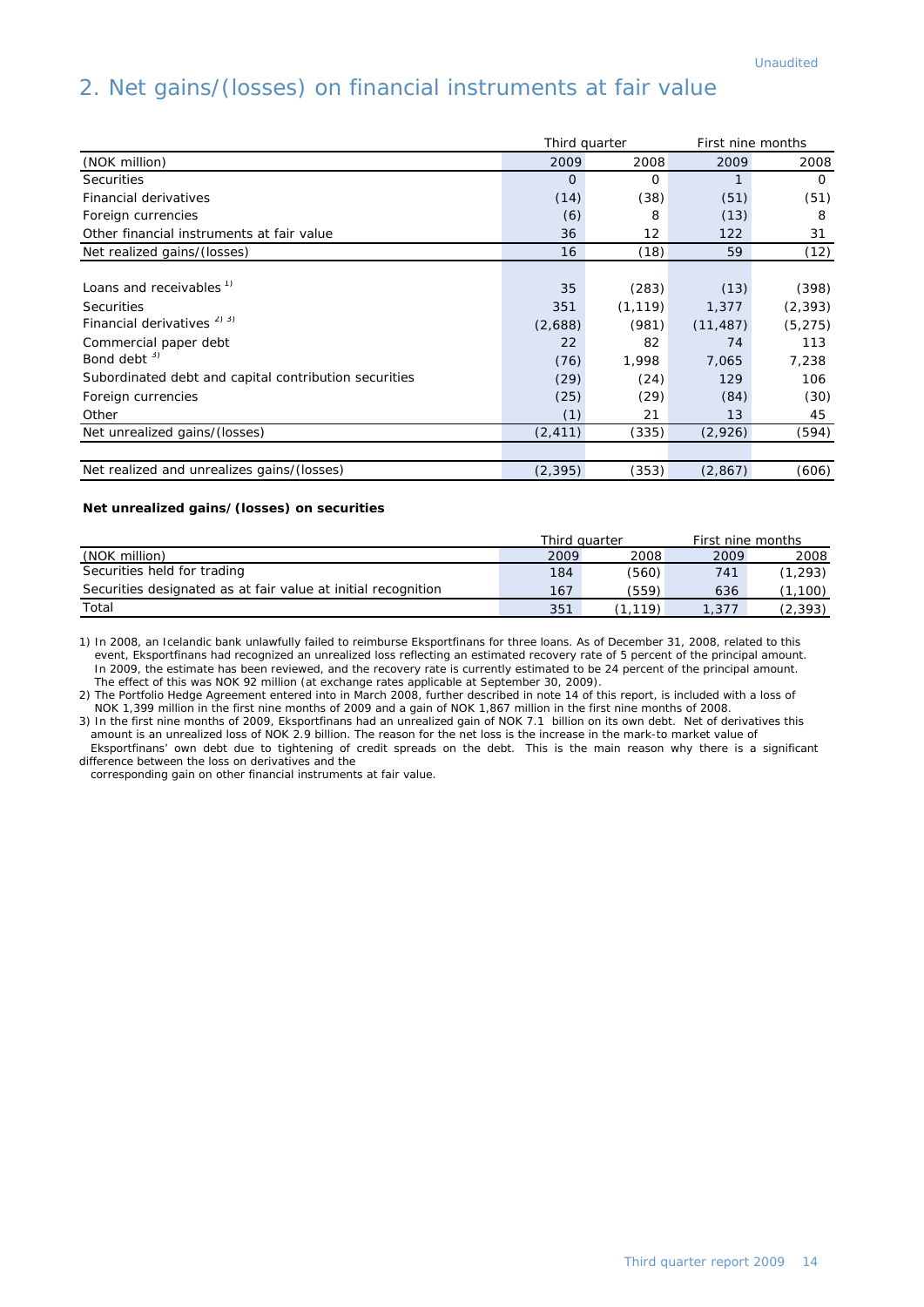Unaudited

## 2. Net gains/(losses) on financial instruments at fair value

| | Third quarter | | First nine months | |
|---|---|---|---|---|
| (NOK million) | 2009 | 2008 | 2009 | 2008 |
| Securities | 0 | 0 | 1 | 0 |
| Financial derivatives | (14) | (38) | (51) | (51) |
| Foreign currencies | (6) | 8 | (13) | 8 |
| Other financial instruments at fair value | 36 | 12 | 122 | 31 |
| Net realized gains/(losses) | 16 | (18) | 59 | (12) |
| | | | | |
| Loans and receivables [1] | 35 | (283) | (13) | (398) |
| Securities | 351 | (1,119) | 1,377 | (2,393) |
| Financial derivatives [2] [3] | (2,688) | (981) | (11,487) | (5,275) |
| Commercial paper debt | 22 | 82 | 74 | 113 |
| Bond debt [3] | (76) | 1,998 | 7,065 | 7,238 |
| Subordinated debt and capital contribution securities | (29) | (24) | 129 | 106 |
| Foreign currencies | (25) | (29) | (84) | (30) |
| Other | (1) | 21 | 13 | 45 |
| Net unrealized gains/(losses) | (2,411) | (335) | (2,926) | (594) |
| | | | | |
| Net realized and unrealizes gains/(losses) | (2,395) | (353) | (2,867) | (606) |

**Net unrealized gains/(losses) on securities**

| | Third quarter | | First nine months | |
|---|---|---|---|---|
| (NOK million) | 2009 | 2008 | 2009 | 2008 |
| Securities held for trading | 184 | (560) | 741 | (1,293) |
| Securities designated as at fair value at initial recognition | 167 | (559) | 636 | (1,100) |
| Total | 351 | (1,119) | 1,377 | (2,393) |

1) In 2008, an Icelandic bank unlawfully failed to reimburse Eksportfinans for three loans. As of December 31, 2008, related to this event, Eksportfinans had recognized an unrealized loss reflecting an estimated recovery rate of 5 percent of the principal amount. In 2009, the estimate has been reviewed, and the recovery rate is currently estimated to be 24 percent of the principal amount. The effect of this was NOK 92 million (at exchange rates applicable at September 30, 2009).

2) The Portfolio Hedge Agreement entered into in March 2008, further described in note 14 of this report, is included with a loss of NOK 1,399 million in the first nine months of 2009 and a gain of NOK 1,867 million in the first nine months of 2008.

3) In the first nine months of 2009, Eksportfinans had an unrealized gain of NOK 7.1 billion on its own debt. Net of derivatives this amount is an unrealized loss of NOK 2.9 billion. The reason for the net loss is the increase in the mark-to market value of Eksportfinans' own debt due to tightening of credit spreads on the debt. This is the main reason why there is a significant difference between the loss on derivatives and the corresponding gain on other financial instruments at fair value.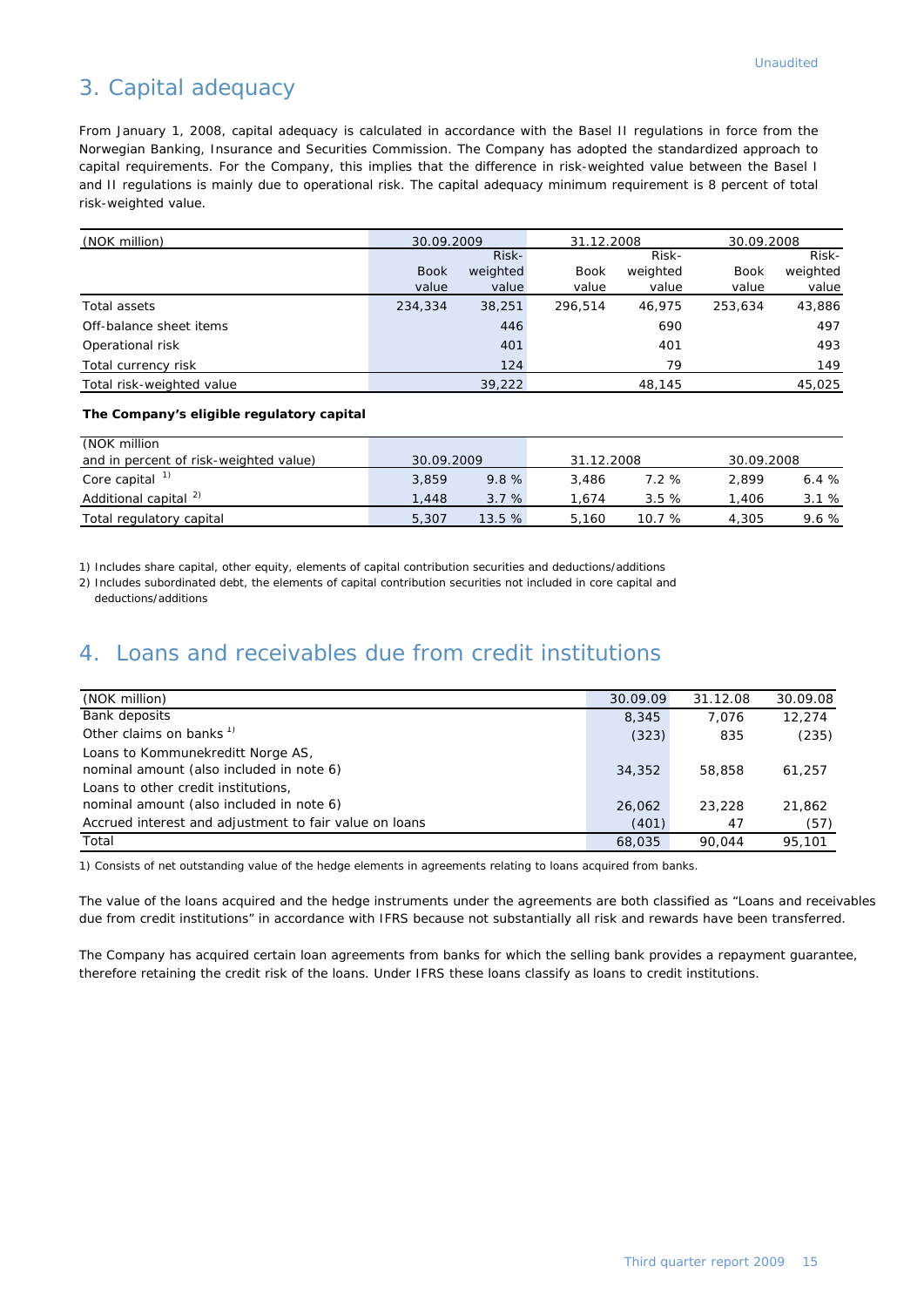Unaudited

# 3. Capital adequacy

From January 1, 2008, capital adequacy is calculated in accordance with the Basel II regulations in force from the Norwegian Banking, Insurance and Securities Commission. The Company has adopted the standardized approach to capital requirements. For the Company, this implies that the difference in risk-weighted value between the Basel I and II regulations is mainly due to operational risk. The capital adequacy minimum requirement is 8 percent of total risk-weighted value.

| (NOK million) | 30.09.2009 | | 31.12.2008 | | 30.09.2008 | |
|---|---|---|---|---|---|---|
| | Book value | Risk-weighted value | Book value | Risk-weighted value | Book value | Risk-weighted value |
| Total assets | 234,334 | 38,251 | 296,514 | 46,975 | 253,634 | 43,886 |
| Off-balance sheet items | | 446 | | 690 | | 497 |
| Operational risk | | 401 | | 401 | | 493 |
| Total currency risk | | 124 | | 79 | | 149 |
| Total risk-weighted value | | 39,222 | | 48,145 | | 45,025 |

**The Company's eligible regulatory capital**

| (NOK million and in percent of risk-weighted value) | 30.09.2009 | | 31.12.2008 | | 30.09.2008 | |
|---|---|---|---|---|---|---|
| Core capital [1] | 3,859 | 9.8 % | 3,486 | 7.2 % | 2,899 | 6.4 % |
| Additional capital [2] | 1,448 | 3.7 % | 1,674 | 3.5 % | 1,406 | 3.1 % |
| Total regulatory capital | 5,307 | 13.5 % | 5,160 | 10.7 % | 4,305 | 9.6 % |

1) Includes share capital, other equity, elements of capital contribution securities and deductions/additions
2) Includes subordinated debt, the elements of capital contribution securities not included in core capital and deductions/additions

# 4. Loans and receivables due from credit institutions

| (NOK million) | 30.09.09 | 31.12.08 | 30.09.08 |
|---|---|---|---|
| Bank deposits | 8,345 | 7,076 | 12,274 |
| Other claims on banks [1] | (323) | 835 | (235) |
| Loans to Kommunekreditt Norge AS, nominal amount (also included in note 6) | 34,352 | 58,858 | 61,257 |
| Loans to other credit institutions, nominal amount (also included in note 6) | 26,062 | 23,228 | 21,862 |
| Accrued interest and adjustment to fair value on loans | (401) | 47 | (57) |
| Total | 68,035 | 90,044 | 95,101 |

1) Consists of net outstanding value of the hedge elements in agreements relating to loans acquired from banks.

The value of the loans acquired and the hedge instruments under the agreements are both classified as "Loans and receivables due from credit institutions" in accordance with IFRS because not substantially all risk and rewards have been transferred.

The Company has acquired certain loan agreements from banks for which the selling bank provides a repayment guarantee, therefore retaining the credit risk of the loans. Under IFRS these loans classify as loans to credit institutions.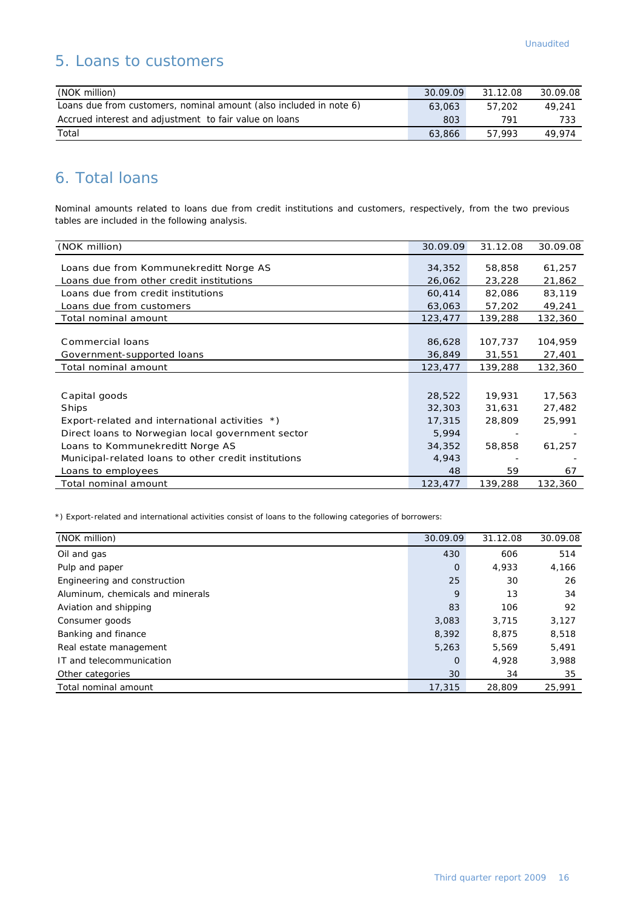Unaudited

## 5. Loans to customers

| (NOK million) | 30.09.09 | 31.12.08 | 30.09.08 |
|---|---|---|---|
| Loans due from customers, nominal amount (also included in note 6) | 63,063 | 57,202 | 49,241 |
| Accrued interest and adjustment to fair value on loans | 803 | 791 | 733 |
| Total | 63,866 | 57,993 | 49,974 |

## 6. Total loans

Nominal amounts related to loans due from credit institutions and customers, respectively, from the two previous tables are included in the following analysis.

| (NOK million) | 30.09.09 | 31.12.08 | 30.09.08 |
|---|---|---|---|
| Loans due from Kommunekreditt Norge AS | 34,352 | 58,858 | 61,257 |
| Loans due from other credit institutions | 26,062 | 23,228 | 21,862 |
| Loans due from credit institutions | 60,414 | 82,086 | 83,119 |
| Loans due from customers | 63,063 | 57,202 | 49,241 |
| Total nominal amount | 123,477 | 139,288 | 132,360 |
| | | | |
| Commercial loans | 86,628 | 107,737 | 104,959 |
| Government-supported loans | 36,849 | 31,551 | 27,401 |
| Total nominal amount | 123,477 | 139,288 | 132,360 |
| | | | |
| Capital goods | 28,522 | 19,931 | 17,563 |
| Ships | 32,303 | 31,631 | 27,482 |
| Export-related and international activities *) | 17,315 | 28,809 | 25,991 |
| Direct loans to Norwegian local government sector | 5,994 | - | - |
| Loans to Kommunekreditt Norge AS | 34,352 | 58,858 | 61,257 |
| Municipal-related loans to other credit institutions | 4,943 | - | - |
| Loans to employees | 48 | 59 | 67 |
| Total nominal amount | 123,477 | 139,288 | 132,360 |

*) Export-related and international activities consist of loans to the following categories of borrowers:

| (NOK million) | 30.09.09 | 31.12.08 | 30.09.08 |
|---|---|---|---|
| Oil and gas | 430 | 606 | 514 |
| Pulp and paper | 0 | 4,933 | 4,166 |
| Engineering and construction | 25 | 30 | 26 |
| Aluminum, chemicals and minerals | 9 | 13 | 34 |
| Aviation and shipping | 83 | 106 | 92 |
| Consumer goods | 3,083 | 3,715 | 3,127 |
| Banking and finance | 8,392 | 8,875 | 8,518 |
| Real estate management | 5,263 | 5,569 | 5,491 |
| IT and telecommunication | 0 | 4,928 | 3,988 |
| Other categories | 30 | 34 | 35 |
| Total nominal amount | 17,315 | 28,809 | 25,991 |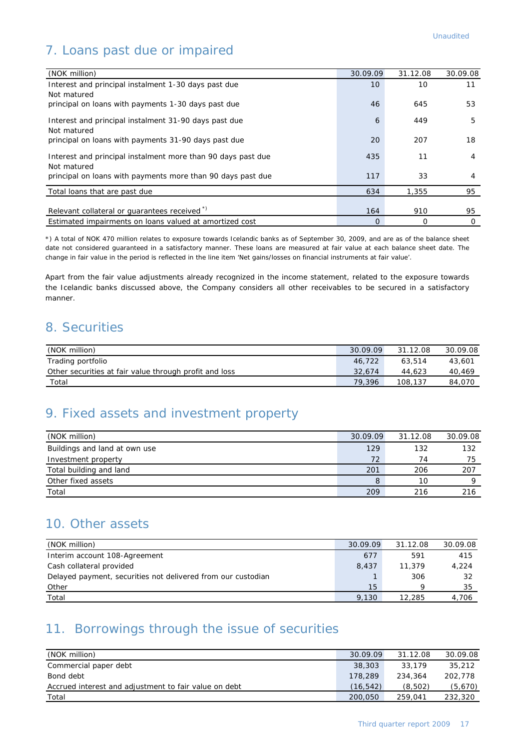Unaudited

## 7. Loans past due or impaired

| (NOK million) | 30.09.09 | 31.12.08 | 30.09.08 |
|---|---|---|---|
| Interest and principal instalment 1-30 days past due | 10 | 10 | 11 |
| Not matured principal on loans with payments 1-30 days past due | 46 | 645 | 53 |
| Interest and principal instalment 31-90 days past due | 6 | 449 | 5 |
| Not matured principal on loans with payments 31-90 days past due | 20 | 207 | 18 |
| Interest and principal instalment more than 90 days past due | 435 | 11 | 4 |
| Not matured principal on loans with payments more than 90 days past due | 117 | 33 | 4 |
| Total loans that are past due | 634 | 1,355 | 95 |
| Relevant collateral or guarantees received *) | 164 | 910 | 95 |
| Estimated impairments on loans valued at amortized cost | 0 | 0 | 0 |

*) A total of NOK 470 million relates to exposure towards Icelandic banks as of September 30, 2009, and are as of the balance sheet date not considered guaranteed in a satisfactory manner. These loans are measured at fair value at each balance sheet date. The change in fair value in the period is reflected in the line item 'Net gains/losses on financial instruments at fair value'.

Apart from the fair value adjustments already recognized in the income statement, related to the exposure towards the Icelandic banks discussed above, the Company considers all other receivables to be secured in a satisfactory manner.

## 8. Securities

| (NOK million) | 30.09.09 | 31.12.08 | 30.09.08 |
|---|---|---|---|
| Trading portfolio | 46,722 | 63,514 | 43,601 |
| Other securities at fair value through profit and loss | 32,674 | 44,623 | 40,469 |
| Total | 79,396 | 108,137 | 84,070 |

## 9. Fixed assets and investment property

| (NOK million) | 30.09.09 | 31.12.08 | 30.09.08 |
|---|---|---|---|
| Buildings and land at own use | 129 | 132 | 132 |
| Investment property | 72 | 74 | 75 |
| Total building and land | 201 | 206 | 207 |
| Other fixed assets | 8 | 10 | 9 |
| Total | 209 | 216 | 216 |

## 10. Other assets

| (NOK million) | 30.09.09 | 31.12.08 | 30.09.08 |
|---|---|---|---|
| Interim account 108-Agreement | 677 | 591 | 415 |
| Cash collateral provided | 8,437 | 11,379 | 4,224 |
| Delayed payment, securities not delivered from our custodian | 1 | 306 | 32 |
| Other | 15 | 9 | 35 |
| Total | 9,130 | 12,285 | 4,706 |

## 11. Borrowings through the issue of securities

| (NOK million) | 30.09.09 | 31.12.08 | 30.09.08 |
|---|---|---|---|
| Commercial paper debt | 38,303 | 33,179 | 35,212 |
| Bond debt | 178,289 | 234,364 | 202,778 |
| Accrued interest and adjustment to fair value on debt | (16,542) | (8,502) | (5,670) |
| Total | 200,050 | 259,041 | 232,320 |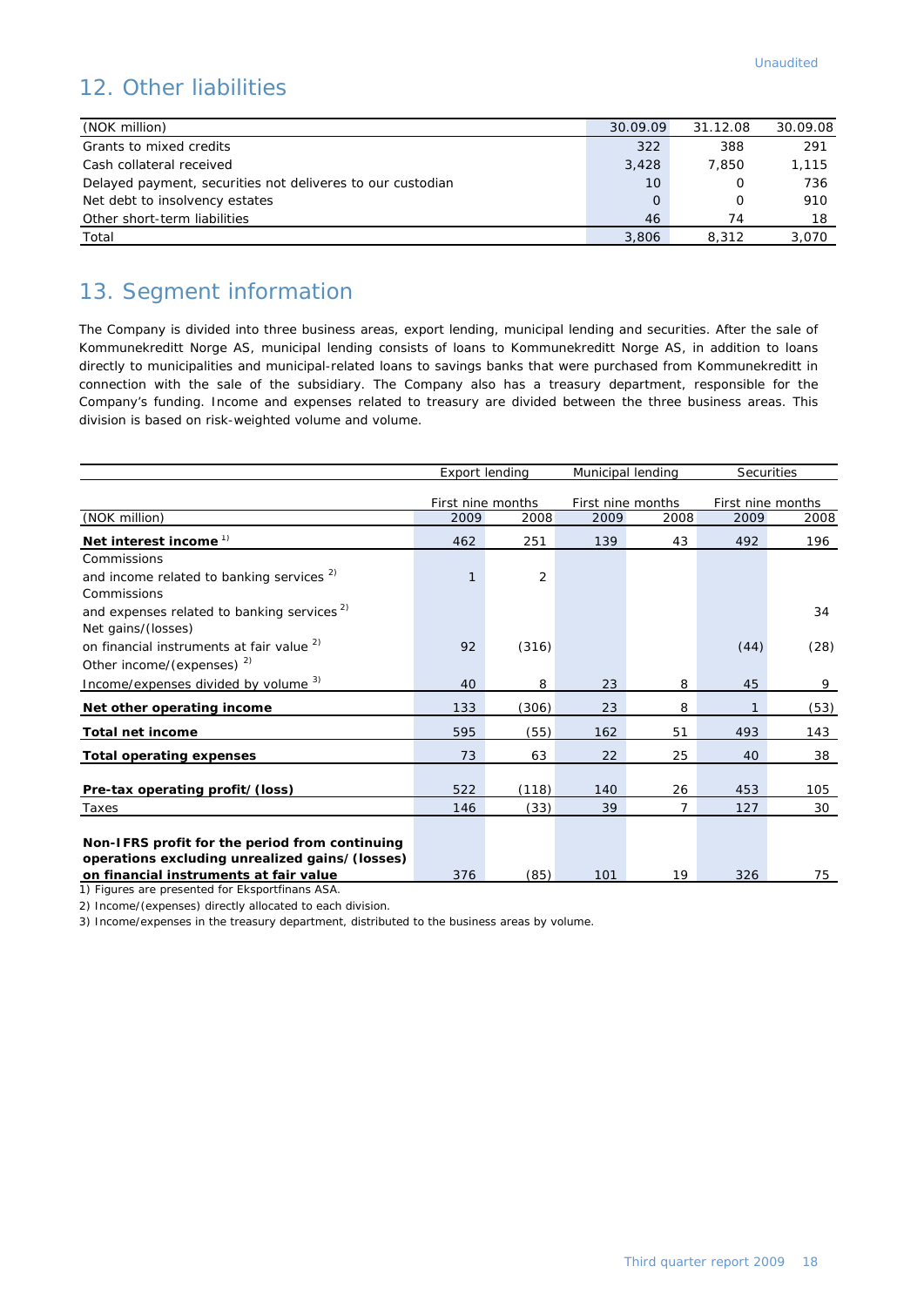Unaudited

## 12. Other liabilities

| (NOK million) | 30.09.09 | 31.12.08 | 30.09.08 |
|---|---|---|---|
| Grants to mixed credits | 322 | 388 | 291 |
| Cash collateral received | 3,428 | 7,850 | 1,115 |
| Delayed payment, securities not deliveres to our custodian | 10 | 0 | 736 |
| Net debt to insolvency estates | 0 | 0 | 910 |
| Other short-term liabilities | 46 | 74 | 18 |
| Total | 3,806 | 8,312 | 3,070 |

## 13. Segment information

The Company is divided into three business areas, export lending, municipal lending and securities. After the sale of Kommunekreditt Norge AS, municipal lending consists of loans to Kommunekreditt Norge AS, in addition to loans directly to municipalities and municipal-related loans to savings banks that were purchased from Kommunekreditt in connection with the sale of the subsidiary. The Company also has a treasury department, responsible for the Company's funding. Income and expenses related to treasury are divided between the three business areas. This division is based on risk-weighted volume and volume.

| | Export lending | | Municipal lending | | Securities | |
|---|---|---|---|---|---|---|
| | First nine months | | First nine months | | First nine months | |
| (NOK million) | 2009 | 2008 | 2009 | 2008 | 2009 | 2008 |
| **Net interest income** [1] | 462 | 251 | 139 | 43 | 492 | 196 |
| Commissions and income related to banking services [2] | 1 | 2 | | | | |
| Commissions and expenses related to banking services [2] | | | | | | 34 |
| Net gains/(losses) on financial instruments at fair value [2] | 92 | (316) | | | (44) | (28) |
| Other income/(expenses) [2] Income/expenses divided by volume [3] | 40 | 8 | 23 | 8 | 45 | 9 |
| **Net other operating income** | 133 | (306) | 23 | 8 | 1 | (53) |
| **Total net income** | 595 | (55) | 162 | 51 | 493 | 143 |
| **Total operating expenses** | 73 | 63 | 22 | 25 | 40 | 38 |
| **Pre-tax operating profit/(loss)** | 522 | (118) | 140 | 26 | 453 | 105 |
| Taxes | 146 | (33) | 39 | 7 | 127 | 30 |
| **Non-IFRS profit for the period from continuing operations excluding unrealized gains/(losses) on financial instruments at fair value** | 376 | (85) | 101 | 19 | 326 | 75 |

1) Figures are presented for Eksportfinans ASA.

2) Income/(expenses) directly allocated to each division.

3) Income/expenses in the treasury department, distributed to the business areas by volume.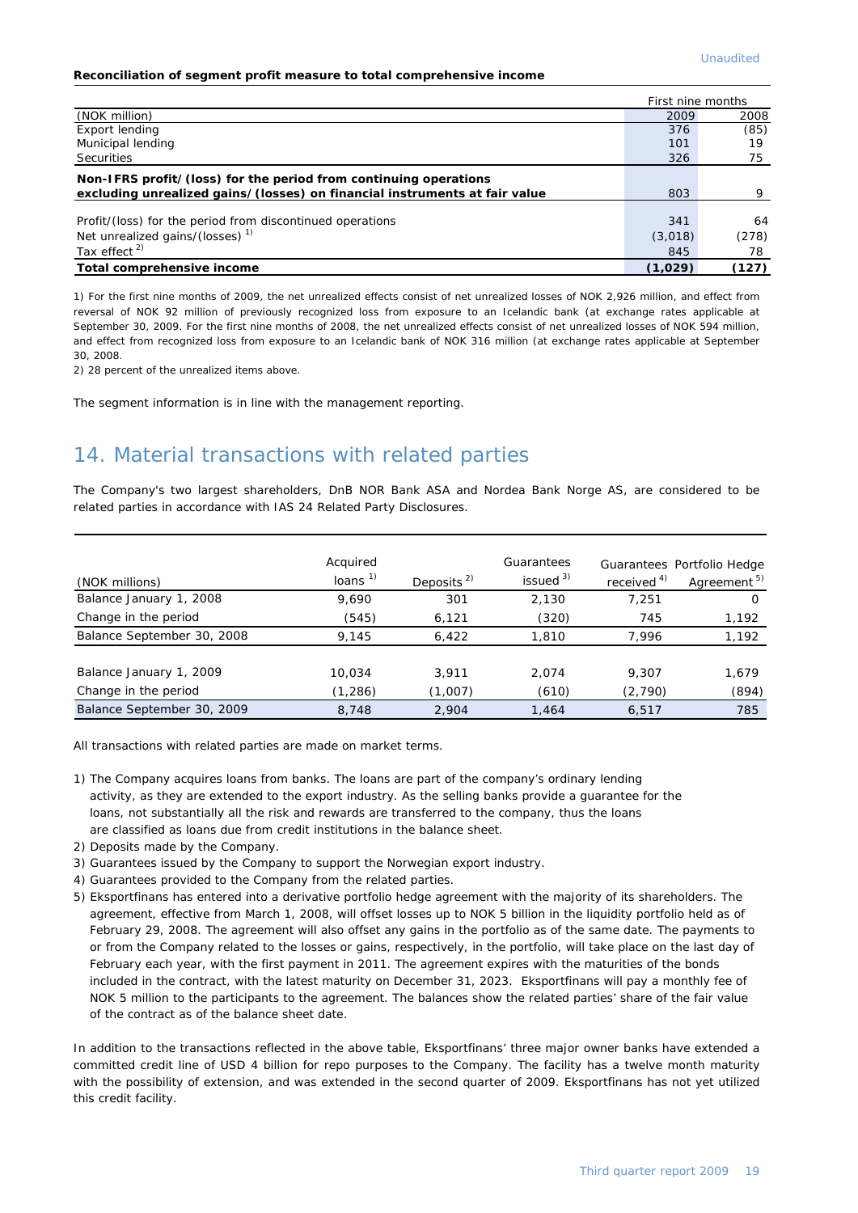Unaudited

**Reconciliation of segment profit measure to total comprehensive income**

| (NOK million) | First nine months 2009 | 2008 |
|---|---|---|
| Export lending | 376 | (85) |
| Municipal lending | 101 | 19 |
| Securities | 326 | 75 |
| **Non-IFRS profit/(loss) for the period from continuing operations excluding unrealized gains/(losses) on financial instruments at fair value** | 803 | 9 |
| Profit/(loss) for the period from discontinued operations | 341 | 64 |
| Net unrealized gains/(losses) [1] | (3,018) | (278) |
| Tax effect [2] | 845 | 78 |
| **Total comprehensive income** | **(1,029)** | **(127)** |

1) For the first nine months of 2009, the net unrealized effects consist of net unrealized losses of NOK 2,926 million, and effect from reversal of NOK 92 million of previously recognized loss from exposure to an Icelandic bank (at exchange rates applicable at September 30, 2009. For the first nine months of 2008, the net unrealized effects consist of net unrealized losses of NOK 594 million, and effect from recognized loss from exposure to an Icelandic bank of NOK 316 million (at exchange rates applicable at September 30, 2008.

2) 28 percent of the unrealized items above.

The segment information is in line with the management reporting.

# 14. Material transactions with related parties

The Company's two largest shareholders, DnB NOR Bank ASA and Nordea Bank Norge AS, are considered to be related parties in accordance with IAS 24 Related Party Disclosures.

| (NOK millions) | Acquired loans [1] | Deposits [2] | Guarantees issued [3] | Guarantees received [4] | Portfolio Hedge Agreement [5] |
|---|---|---|---|---|---|
| Balance January 1, 2008 | 9,690 | 301 | 2,130 | 7,251 | 0 |
| Change in the period | (545) | 6,121 | (320) | 745 | 1,192 |
| Balance September 30, 2008 | 9,145 | 6,422 | 1,810 | 7,996 | 1,192 |
| | | | | | |
| Balance January 1, 2009 | 10,034 | 3,911 | 2,074 | 9,307 | 1,679 |
| Change in the period | (1,286) | (1,007) | (610) | (2,790) | (894) |
| Balance September 30, 2009 | 8,748 | 2,904 | 1,464 | 6,517 | 785 |

All transactions with related parties are made on market terms.

1) The Company acquires loans from banks. The loans are part of the company's ordinary lending activity, as they are extended to the export industry. As the selling banks provide a guarantee for the loans, not substantially all the risk and rewards are transferred to the company, thus the loans are classified as loans due from credit institutions in the balance sheet.
2) Deposits made by the Company.
3) Guarantees issued by the Company to support the Norwegian export industry.
4) Guarantees provided to the Company from the related parties.
5) Eksportfinans has entered into a derivative portfolio hedge agreement with the majority of its shareholders. The agreement, effective from March 1, 2008, will offset losses up to NOK 5 billion in the liquidity portfolio held as of February 29, 2008. The agreement will also offset any gains in the portfolio as of the same date. The payments to or from the Company related to the losses or gains, respectively, in the portfolio, will take place on the last day of February each year, with the first payment in 2011. The agreement expires with the maturities of the bonds included in the contract, with the latest maturity on December 31, 2023. Eksportfinans will pay a monthly fee of NOK 5 million to the participants to the agreement. The balances show the related parties' share of the fair value of the contract as of the balance sheet date.

In addition to the transactions reflected in the above table, Eksportfinans' three major owner banks have extended a committed credit line of USD 4 billion for repo purposes to the Company. The facility has a twelve month maturity with the possibility of extension, and was extended in the second quarter of 2009. Eksportfinans has not yet utilized this credit facility.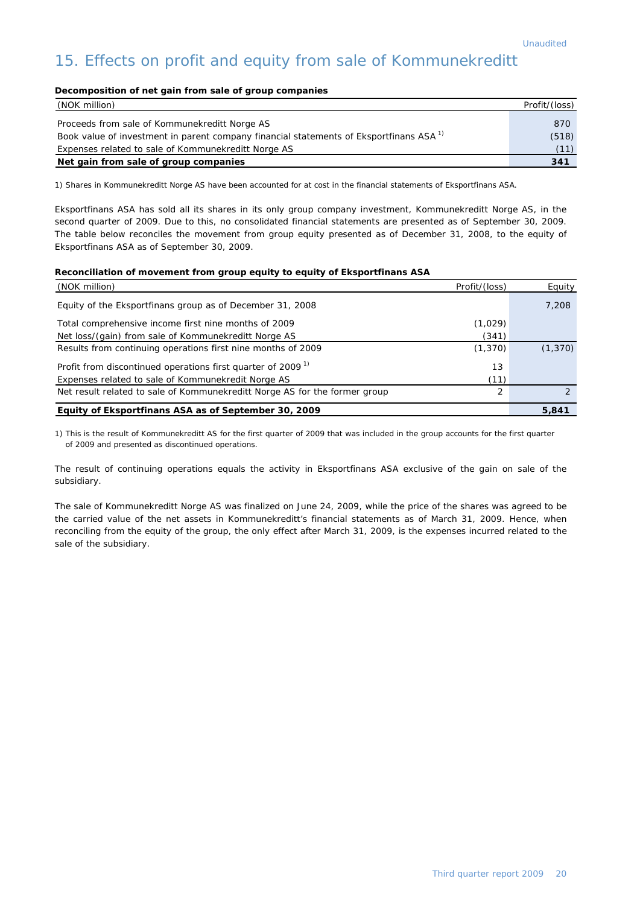Unaudited

# 15. Effects on profit and equity from sale of Kommunekreditt

**Decomposition of net gain from sale of group companies**

| (NOK million) | Profit/(loss) |
| --- | --- |
| Proceeds from sale of Kommunekreditt Norge AS | 870 |
| Book value of investment in parent company financial statements of Eksportfinans ASA [1] | (518) |
| Expenses related to sale of Kommunekreditt Norge AS | (11) |
| **Net gain from sale of group companies** | **341** |

1) Shares in Kommunekreditt Norge AS have been accounted for at cost in the financial statements of Eksportfinans ASA.

Eksportfinans ASA has sold all its shares in its only group company investment, Kommunekreditt Norge AS, in the second quarter of 2009. Due to this, no consolidated financial statements are presented as of September 30, 2009. The table below reconciles the movement from group equity presented as of December 31, 2008, to the equity of Eksportfinans ASA as of September 30, 2009.

**Reconciliation of movement from group equity to equity of Eksportfinans ASA**

| (NOK million) | Profit/(loss) | Equity |
| --- | --- | --- |
| Equity of the Eksportfinans group as of December 31, 2008 | | 7,208 |
| Total comprehensive income first nine months of 2009 | (1,029) | |
| Net loss/(gain) from sale of Kommunekreditt Norge AS | (341) | |
| Results from continuing operations first nine months of 2009 | (1,370) | (1,370) |
| Profit from discontinued operations first quarter of 2009 [1] | 13 | |
| Expenses related to sale of Kommunekredit Norge AS | (11) | |
| Net result related to sale of Kommunekreditt Norge AS for the former group | 2 | 2 |
| **Equity of Eksportfinans ASA as of September 30, 2009** | | **5,841** |

1) This is the result of Kommunekreditt AS for the first quarter of 2009 that was included in the group accounts for the first quarter of 2009 and presented as discontinued operations.

The result of continuing operations equals the activity in Eksportfinans ASA exclusive of the gain on sale of the subsidiary.

The sale of Kommunekreditt Norge AS was finalized on June 24, 2009, while the price of the shares was agreed to be the carried value of the net assets in Kommunekreditt's financial statements as of March 31, 2009. Hence, when reconciling from the equity of the group, the only effect after March 31, 2009, is the expenses incurred related to the sale of the subsidiary.